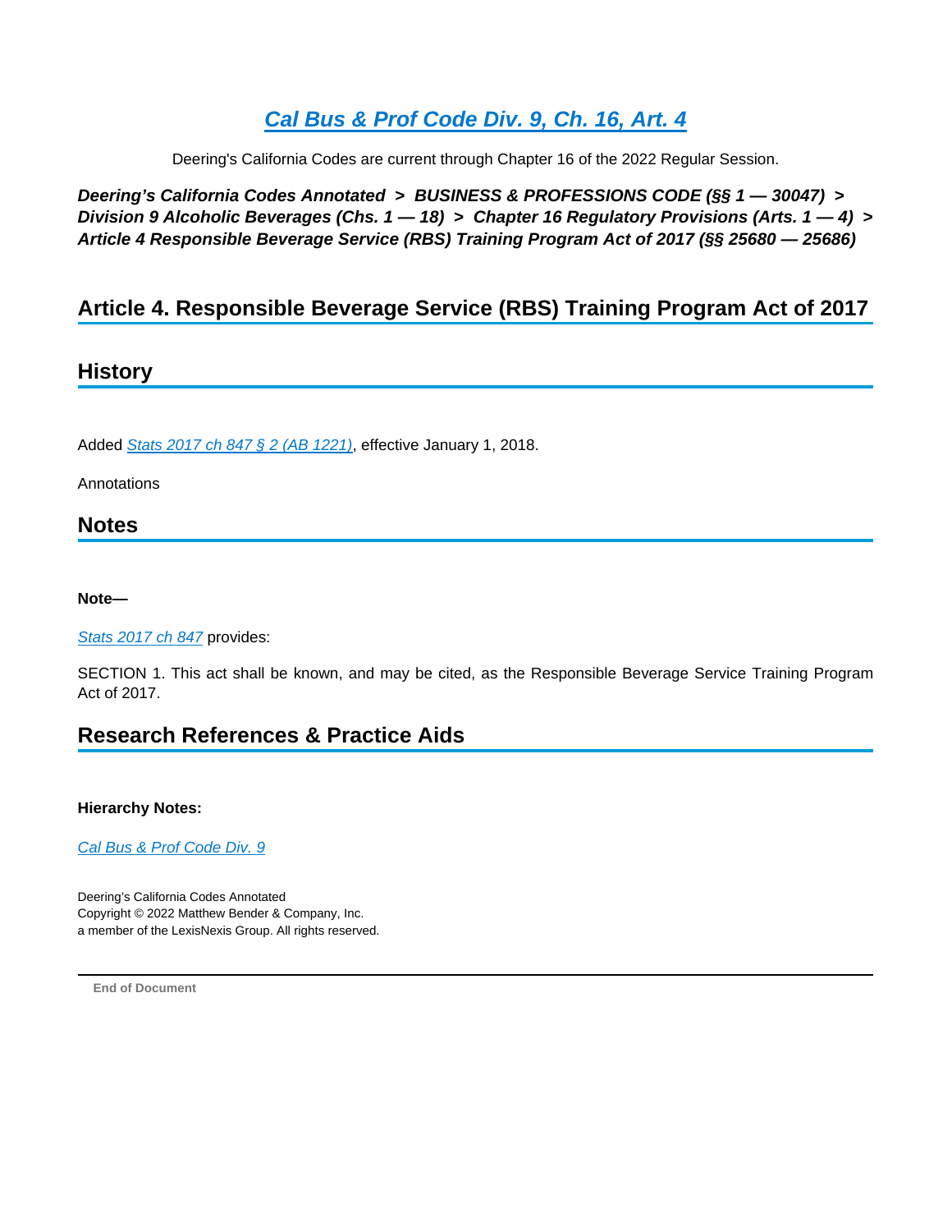# *Cal Bus & Prof Code Div. 9, Ch. 16, Art. 4*

Deering's California Codes are current through Chapter 16 of the 2022 Regular Session.

***Deering's California Codes Annotated > BUSINESS & PROFESSIONS CODE (§§ 1 — 30047) > Division 9 Alcoholic Beverages (Chs. 1 — 18) > Chapter 16 Regulatory Provisions (Arts. 1 — 4) > Article 4 Responsible Beverage Service (RBS) Training Program Act of 2017 (§§ 25680 — 25686)***

## Article 4. Responsible Beverage Service (RBS) Training Program Act of 2017

## History

Added *Stats 2017 ch 847 § 2 (AB 1221)*, effective January 1, 2018.

Annotations

## Notes

**Note—**

*Stats 2017 ch 847* provides:

SECTION 1. This act shall be known, and may be cited, as the Responsible Beverage Service Training Program Act of 2017.

## Research References & Practice Aids

**Hierarchy Notes:**

*Cal Bus & Prof Code Div. 9*

Deering's California Codes Annotated
Copyright © 2022 Matthew Bender & Company, Inc.
a member of the LexisNexis Group. All rights reserved.

**End of Document**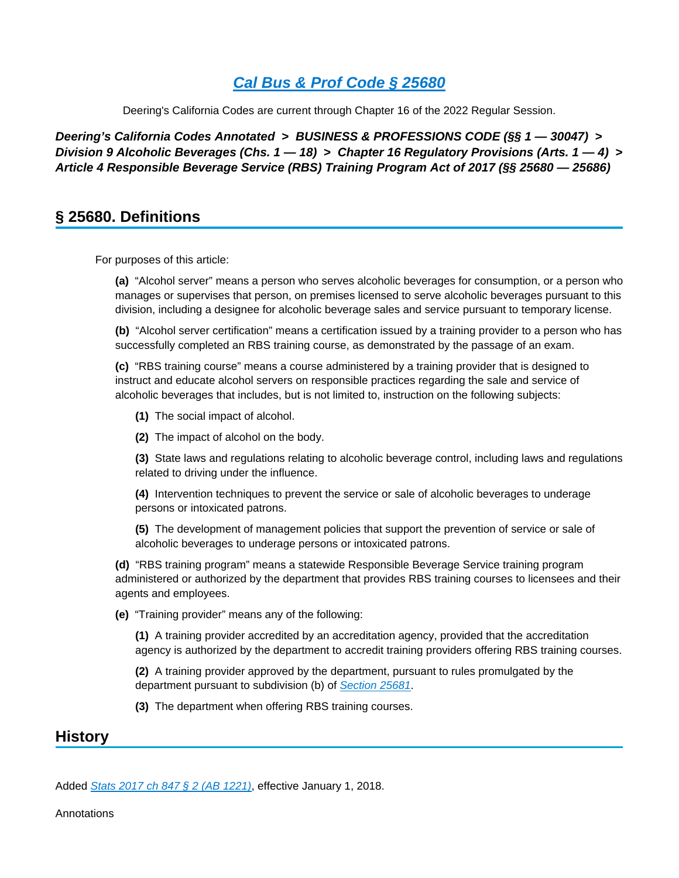# [Cal Bus & Prof Code § 25680](#)

Deering's California Codes are current through Chapter 16 of the 2022 Regular Session.

***Deering's California Codes Annotated > BUSINESS & PROFESSIONS CODE (§§ 1 — 30047) > Division 9 Alcoholic Beverages (Chs. 1 — 18) > Chapter 16 Regulatory Provisions (Arts. 1 — 4) > Article 4 Responsible Beverage Service (RBS) Training Program Act of 2017 (§§ 25680 — 25686)***

## § 25680. Definitions

For purposes of this article:

**(a)** "Alcohol server" means a person who serves alcoholic beverages for consumption, or a person who manages or supervises that person, on premises licensed to serve alcoholic beverages pursuant to this division, including a designee for alcoholic beverage sales and service pursuant to temporary license.

**(b)** "Alcohol server certification" means a certification issued by a training provider to a person who has successfully completed an RBS training course, as demonstrated by the passage of an exam.

**(c)** "RBS training course" means a course administered by a training provider that is designed to instruct and educate alcohol servers on responsible practices regarding the sale and service of alcoholic beverages that includes, but is not limited to, instruction on the following subjects:

**(1)** The social impact of alcohol.

**(2)** The impact of alcohol on the body.

**(3)** State laws and regulations relating to alcoholic beverage control, including laws and regulations related to driving under the influence.

**(4)** Intervention techniques to prevent the service or sale of alcoholic beverages to underage persons or intoxicated patrons.

**(5)** The development of management policies that support the prevention of service or sale of alcoholic beverages to underage persons or intoxicated patrons.

**(d)** "RBS training program" means a statewide Responsible Beverage Service training program administered or authorized by the department that provides RBS training courses to licensees and their agents and employees.

**(e)** "Training provider" means any of the following:

**(1)** A training provider accredited by an accreditation agency, provided that the accreditation agency is authorized by the department to accredit training providers offering RBS training courses.

**(2)** A training provider approved by the department, pursuant to rules promulgated by the department pursuant to subdivision (b) of [Section 25681](#).

**(3)** The department when offering RBS training courses.

## History

Added [Stats 2017 ch 847 § 2 (AB 1221)](#), effective January 1, 2018.

Annotations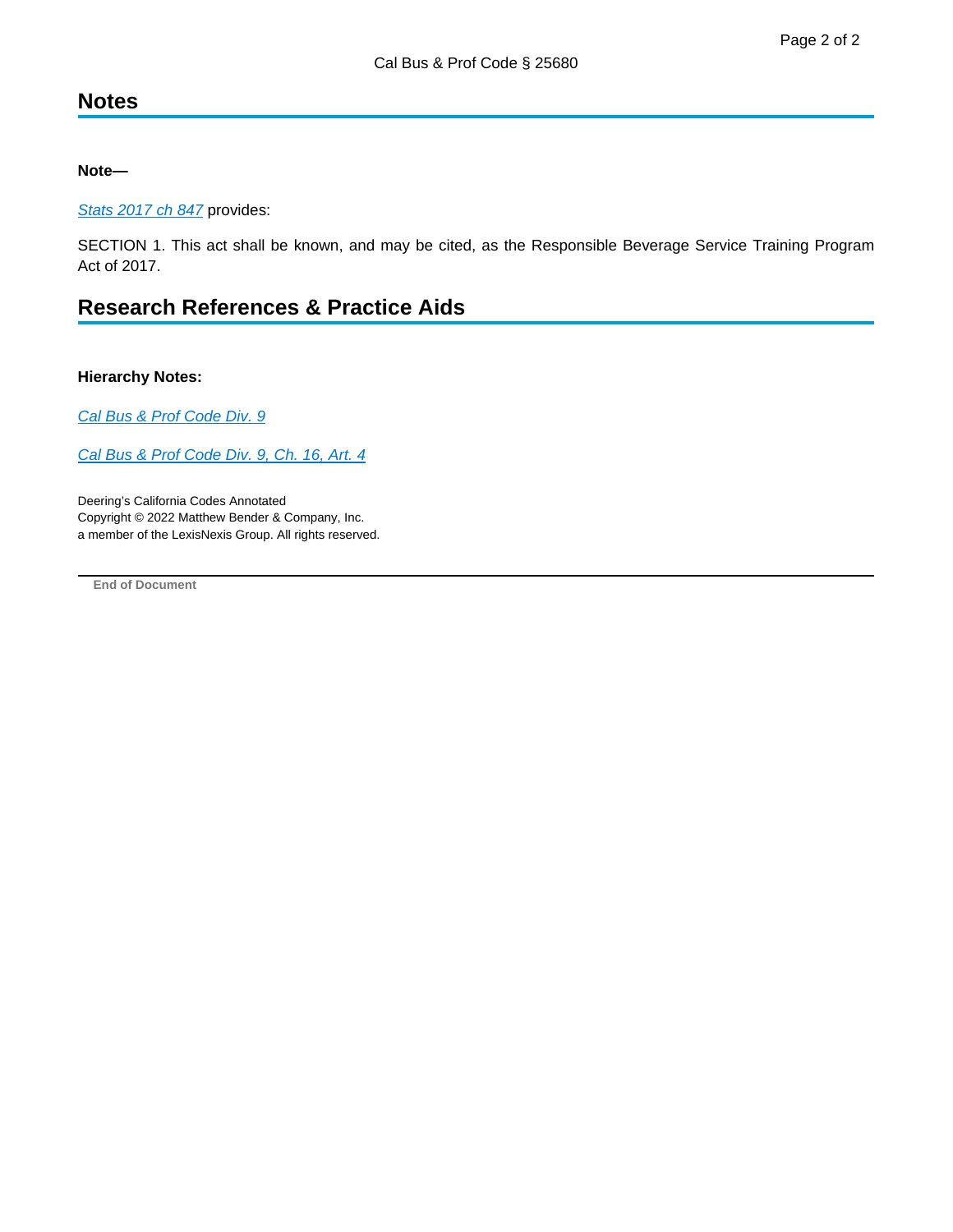## Notes

**Note—**

*Stats 2017 ch 847* provides:

SECTION 1. This act shall be known, and may be cited, as the Responsible Beverage Service Training Program Act of 2017.

## Research References & Practice Aids

**Hierarchy Notes:**

*Cal Bus & Prof Code Div. 9*

*Cal Bus & Prof Code Div. 9, Ch. 16, Art. 4*

Deering's California Codes Annotated
Copyright © 2022 Matthew Bender & Company, Inc.
a member of the LexisNexis Group. All rights reserved.

---

**End of Document**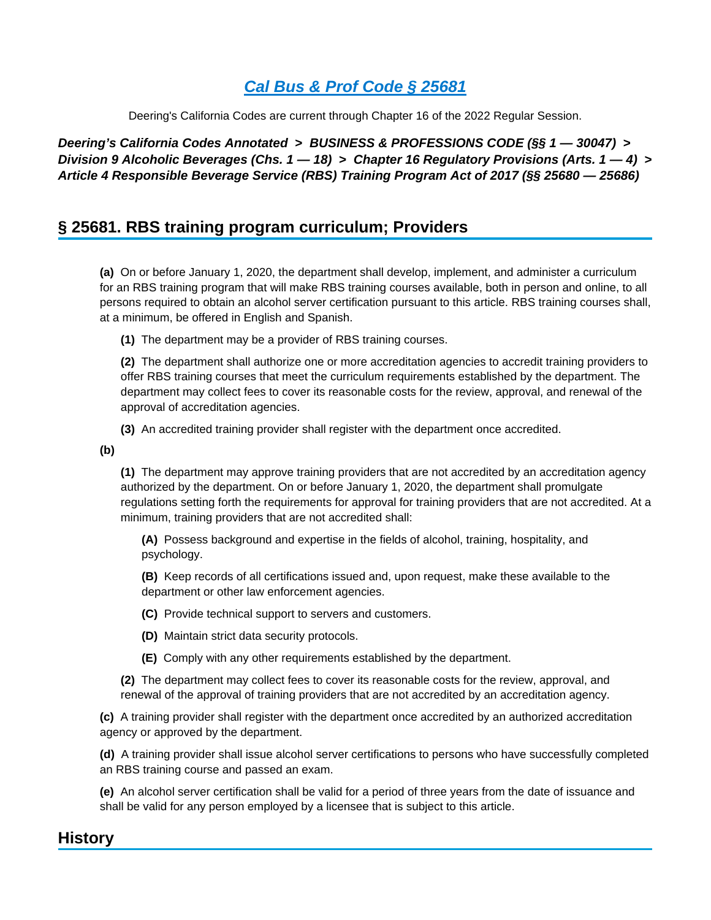# [Cal Bus & Prof Code § 25681](#)

Deering's California Codes are current through Chapter 16 of the 2022 Regular Session.

***Deering's California Codes Annotated > BUSINESS & PROFESSIONS CODE (§§ 1 — 30047) > Division 9 Alcoholic Beverages (Chs. 1 — 18) > Chapter 16 Regulatory Provisions (Arts. 1 — 4) > Article 4 Responsible Beverage Service (RBS) Training Program Act of 2017 (§§ 25680 — 25686)***

## § 25681. RBS training program curriculum; Providers

**(a)** On or before January 1, 2020, the department shall develop, implement, and administer a curriculum for an RBS training program that will make RBS training courses available, both in person and online, to all persons required to obtain an alcohol server certification pursuant to this article. RBS training courses shall, at a minimum, be offered in English and Spanish.

**(1)** The department may be a provider of RBS training courses.

**(2)** The department shall authorize one or more accreditation agencies to accredit training providers to offer RBS training courses that meet the curriculum requirements established by the department. The department may collect fees to cover its reasonable costs for the review, approval, and renewal of the approval of accreditation agencies.

**(3)** An accredited training provider shall register with the department once accredited.

**(b)**

**(1)** The department may approve training providers that are not accredited by an accreditation agency authorized by the department. On or before January 1, 2020, the department shall promulgate regulations setting forth the requirements for approval for training providers that are not accredited. At a minimum, training providers that are not accredited shall:

**(A)** Possess background and expertise in the fields of alcohol, training, hospitality, and psychology.

**(B)** Keep records of all certifications issued and, upon request, make these available to the department or other law enforcement agencies.

**(C)** Provide technical support to servers and customers.

**(D)** Maintain strict data security protocols.

**(E)** Comply with any other requirements established by the department.

**(2)** The department may collect fees to cover its reasonable costs for the review, approval, and renewal of the approval of training providers that are not accredited by an accreditation agency.

**(c)** A training provider shall register with the department once accredited by an authorized accreditation agency or approved by the department.

**(d)** A training provider shall issue alcohol server certifications to persons who have successfully completed an RBS training course and passed an exam.

**(e)** An alcohol server certification shall be valid for a period of three years from the date of issuance and shall be valid for any person employed by a licensee that is subject to this article.

## History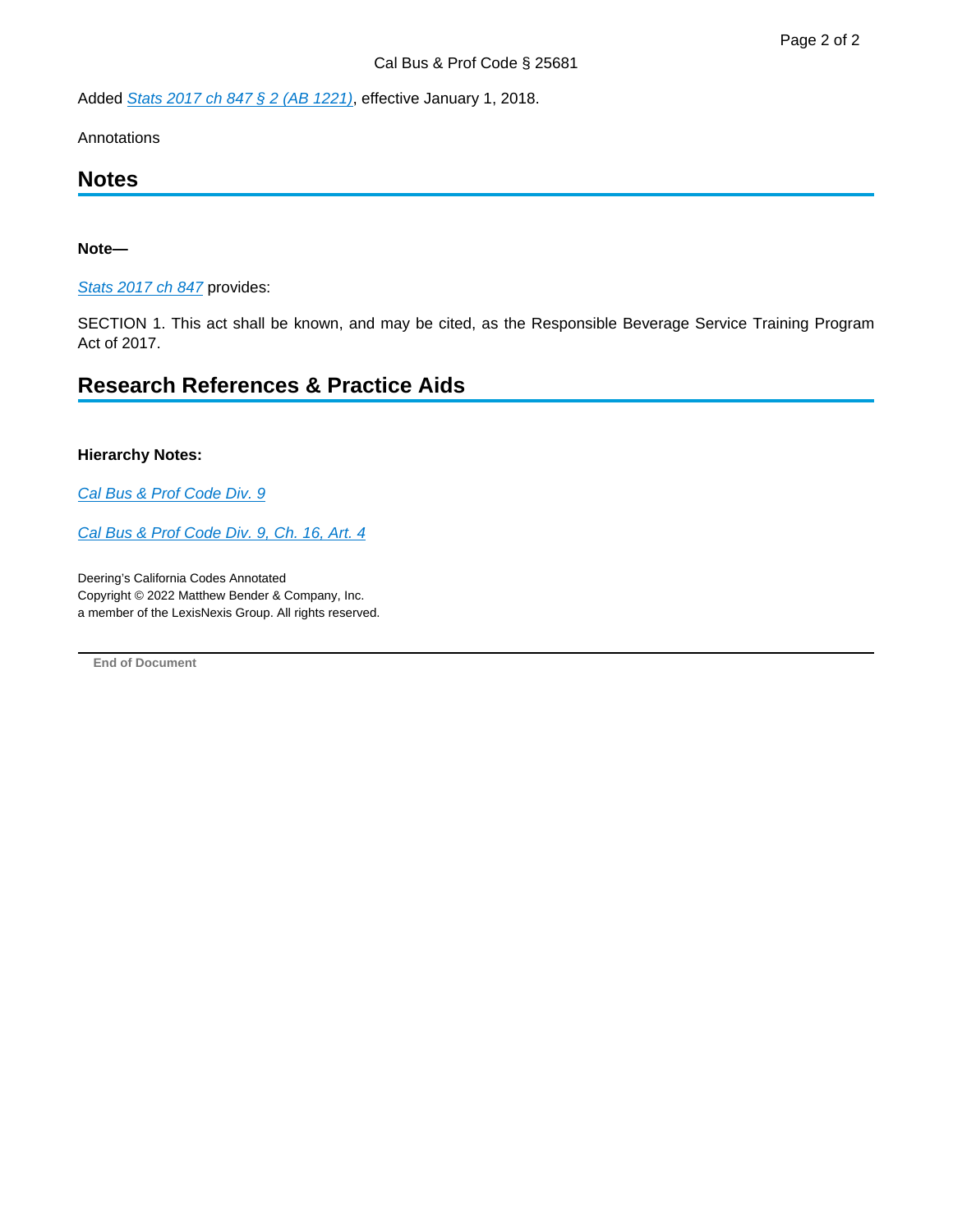Added *Stats 2017 ch 847 § 2 (AB 1221)*, effective January 1, 2018.

Annotations

## Notes

**Note—**

*Stats 2017 ch 847* provides:

SECTION 1. This act shall be known, and may be cited, as the Responsible Beverage Service Training Program Act of 2017.

## Research References & Practice Aids

**Hierarchy Notes:**

*Cal Bus & Prof Code Div. 9*

*Cal Bus & Prof Code Div. 9, Ch. 16, Art. 4*

Deering's California Codes Annotated
Copyright © 2022 Matthew Bender & Company, Inc.
a member of the LexisNexis Group. All rights reserved.

**End of Document**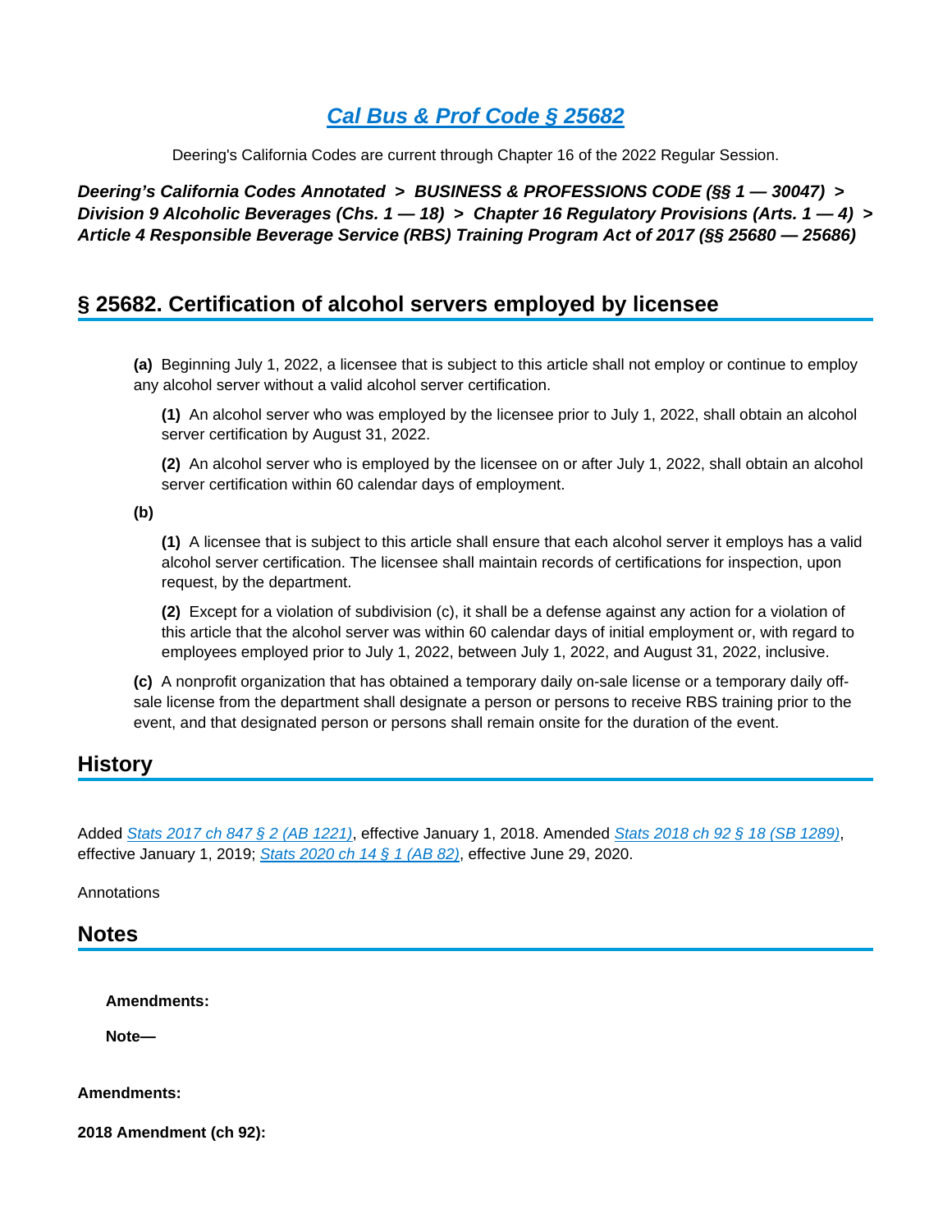# [Cal Bus & Prof Code § 25682](#)

Deering's California Codes are current through Chapter 16 of the 2022 Regular Session.

***Deering's California Codes Annotated > BUSINESS & PROFESSIONS CODE (§§ 1 — 30047) > Division 9 Alcoholic Beverages (Chs. 1 — 18) > Chapter 16 Regulatory Provisions (Arts. 1 — 4) > Article 4 Responsible Beverage Service (RBS) Training Program Act of 2017 (§§ 25680 — 25686)***

## § 25682. Certification of alcohol servers employed by licensee

**(a)** Beginning July 1, 2022, a licensee that is subject to this article shall not employ or continue to employ any alcohol server without a valid alcohol server certification.

**(1)** An alcohol server who was employed by the licensee prior to July 1, 2022, shall obtain an alcohol server certification by August 31, 2022.

**(2)** An alcohol server who is employed by the licensee on or after July 1, 2022, shall obtain an alcohol server certification within 60 calendar days of employment.

**(b)**

**(1)** A licensee that is subject to this article shall ensure that each alcohol server it employs has a valid alcohol server certification. The licensee shall maintain records of certifications for inspection, upon request, by the department.

**(2)** Except for a violation of subdivision (c), it shall be a defense against any action for a violation of this article that the alcohol server was within 60 calendar days of initial employment or, with regard to employees employed prior to July 1, 2022, between July 1, 2022, and August 31, 2022, inclusive.

**(c)** A nonprofit organization that has obtained a temporary daily on-sale license or a temporary daily off-sale license from the department shall designate a person or persons to receive RBS training prior to the event, and that designated person or persons shall remain onsite for the duration of the event.

## History

Added *Stats 2017 ch 847 § 2 (AB 1221)*, effective January 1, 2018. Amended *Stats 2018 ch 92 § 18 (SB 1289)*, effective January 1, 2019; *Stats 2020 ch 14 § 1 (AB 82)*, effective June 29, 2020.

Annotations

## Notes

**Amendments:**

**Note—**

**Amendments:**

**2018 Amendment (ch 92):**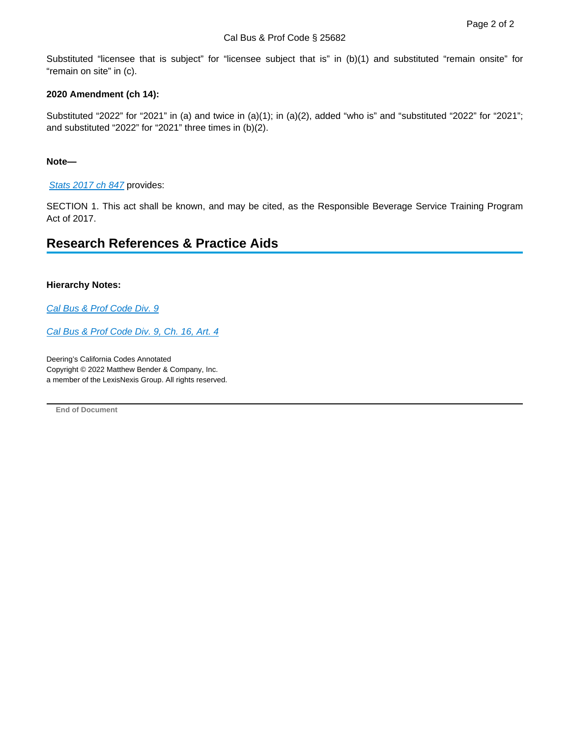Substituted “licensee that is subject” for “licensee subject that is” in (b)(1) and substituted “remain onsite” for “remain on site” in (c).

**2020 Amendment (ch 14):**

Substituted “2022” for “2021” in (a) and twice in (a)(1); in (a)(2), added “who is” and “substituted “2022” for “2021”; and substituted “2022” for “2021” three times in (b)(2).

**Note—**

*Stats 2017 ch 847* provides:

SECTION 1. This act shall be known, and may be cited, as the Responsible Beverage Service Training Program Act of 2017.

## Research References & Practice Aids

**Hierarchy Notes:**

*Cal Bus & Prof Code Div. 9*

*Cal Bus & Prof Code Div. 9, Ch. 16, Art. 4*

Deering’s California Codes Annotated
Copyright © 2022 Matthew Bender & Company, Inc.
a member of the LexisNexis Group. All rights reserved.

End of Document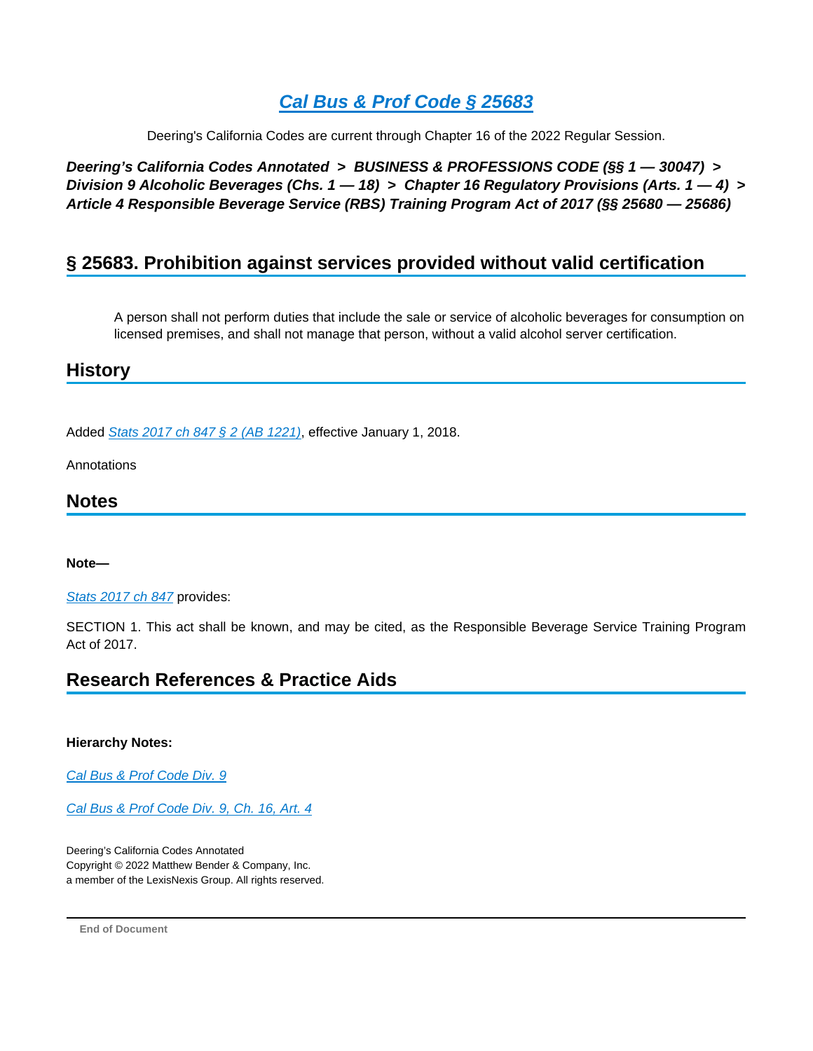# [Cal Bus & Prof Code § 25683]

Deering's California Codes are current through Chapter 16 of the 2022 Regular Session.

***Deering's California Codes Annotated > BUSINESS & PROFESSIONS CODE (§§ 1 — 30047) > Division 9 Alcoholic Beverages (Chs. 1 — 18) > Chapter 16 Regulatory Provisions (Arts. 1 — 4) > Article 4 Responsible Beverage Service (RBS) Training Program Act of 2017 (§§ 25680 — 25686)***

## § 25683. Prohibition against services provided without valid certification

A person shall not perform duties that include the sale or service of alcoholic beverages for consumption on licensed premises, and shall not manage that person, without a valid alcohol server certification.

## History

Added *Stats 2017 ch 847 § 2 (AB 1221)*, effective January 1, 2018.

Annotations

## Notes

**Note—**

*Stats 2017 ch 847* provides:

SECTION 1. This act shall be known, and may be cited, as the Responsible Beverage Service Training Program Act of 2017.

## Research References & Practice Aids

**Hierarchy Notes:**

*Cal Bus & Prof Code Div. 9*

*Cal Bus & Prof Code Div. 9, Ch. 16, Art. 4*

Deering's California Codes Annotated
Copyright © 2022 Matthew Bender & Company, Inc.
a member of the LexisNexis Group. All rights reserved.

End of Document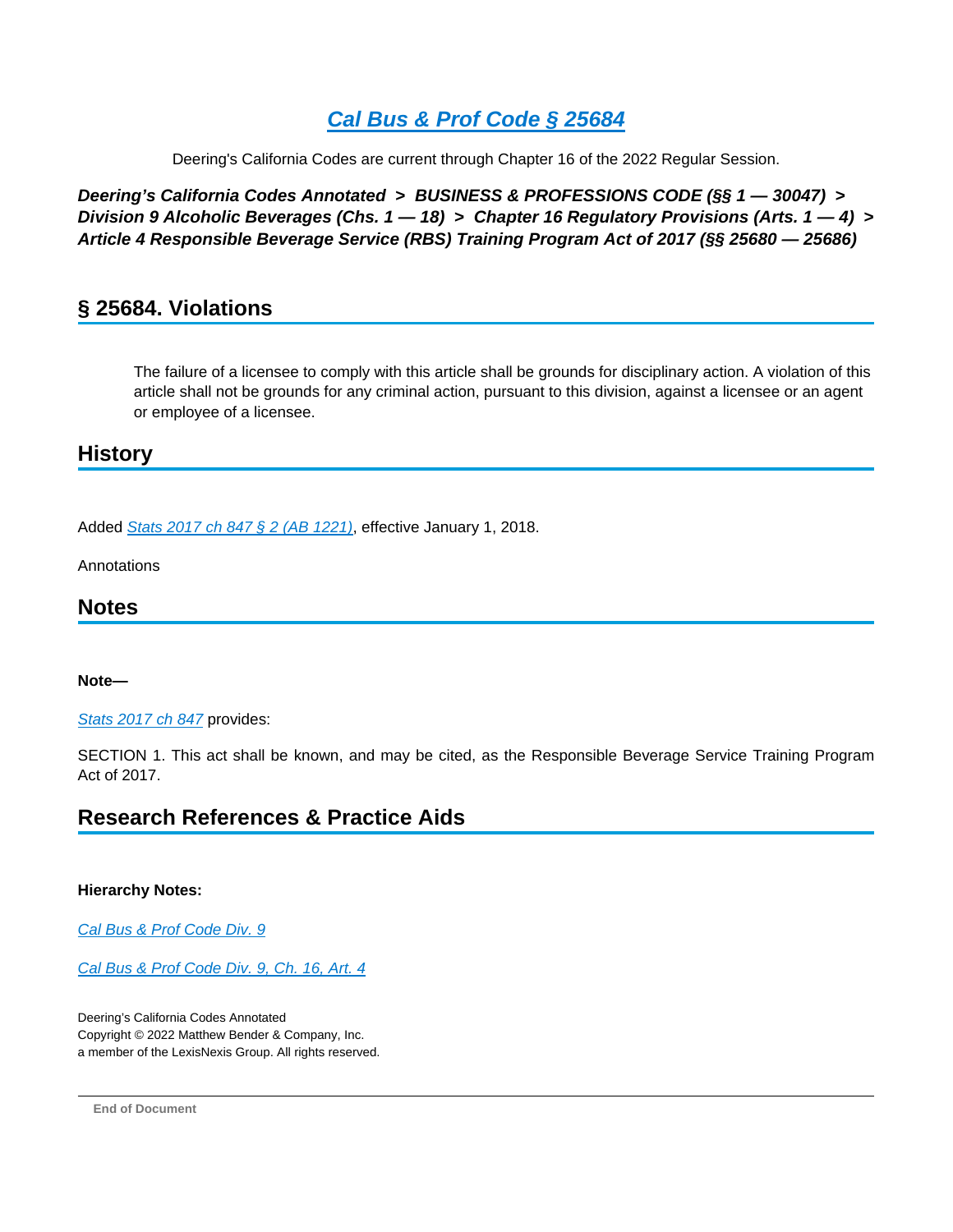# [Cal Bus & Prof Code § 25684](#)

Deering's California Codes are current through Chapter 16 of the 2022 Regular Session.

***Deering's California Codes Annotated > BUSINESS & PROFESSIONS CODE (§§ 1 — 30047) > Division 9 Alcoholic Beverages (Chs. 1 — 18) > Chapter 16 Regulatory Provisions (Arts. 1 — 4) > Article 4 Responsible Beverage Service (RBS) Training Program Act of 2017 (§§ 25680 — 25686)***

## § 25684. Violations

> The failure of a licensee to comply with this article shall be grounds for disciplinary action. A violation of this article shall not be grounds for any criminal action, pursuant to this division, against a licensee or an agent or employee of a licensee.

## History

Added *Stats 2017 ch 847 § 2 (AB 1221)*, effective January 1, 2018.

Annotations

## Notes

**Note—**

*Stats 2017 ch 847* provides:

SECTION 1. This act shall be known, and may be cited, as the Responsible Beverage Service Training Program Act of 2017.

## Research References & Practice Aids

**Hierarchy Notes:**

*Cal Bus & Prof Code Div. 9*

*Cal Bus & Prof Code Div. 9, Ch. 16, Art. 4*

Deering's California Codes Annotated
Copyright © 2022 Matthew Bender & Company, Inc.
a member of the LexisNexis Group. All rights reserved.

---

**End of Document**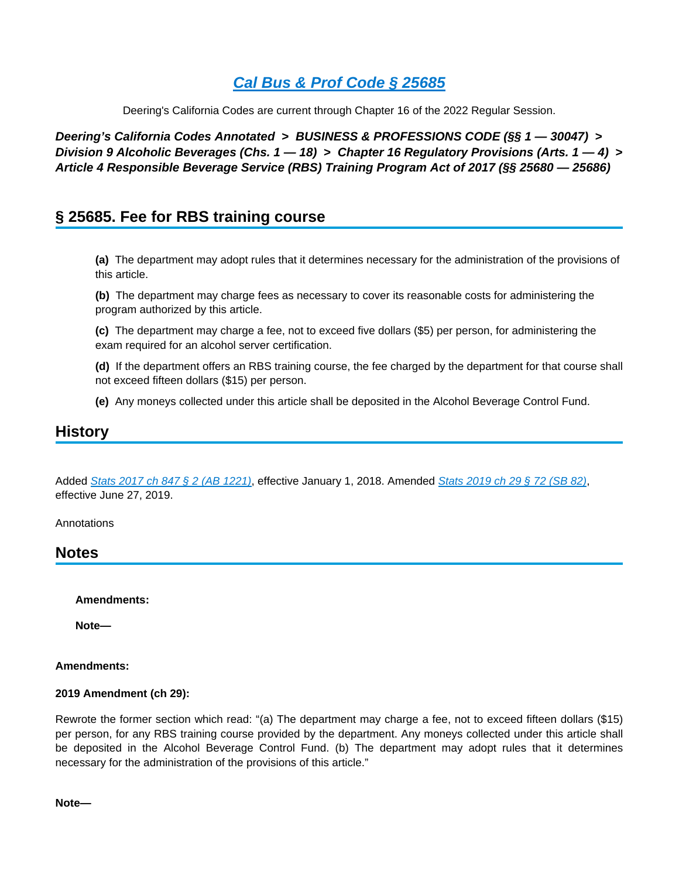# *Cal Bus & Prof Code § 25685*

Deering's California Codes are current through Chapter 16 of the 2022 Regular Session.

***Deering's California Codes Annotated > BUSINESS & PROFESSIONS CODE (§§ 1 — 30047) > Division 9 Alcoholic Beverages (Chs. 1 — 18) > Chapter 16 Regulatory Provisions (Arts. 1 — 4) > Article 4 Responsible Beverage Service (RBS) Training Program Act of 2017 (§§ 25680 — 25686)***

## § 25685. Fee for RBS training course

**(a)** The department may adopt rules that it determines necessary for the administration of the provisions of this article.

**(b)** The department may charge fees as necessary to cover its reasonable costs for administering the program authorized by this article.

**(c)** The department may charge a fee, not to exceed five dollars ($5) per person, for administering the exam required for an alcohol server certification.

**(d)** If the department offers an RBS training course, the fee charged by the department for that course shall not exceed fifteen dollars ($15) per person.

**(e)** Any moneys collected under this article shall be deposited in the Alcohol Beverage Control Fund.

## History

Added *Stats 2017 ch 847 § 2 (AB 1221)*, effective January 1, 2018. Amended *Stats 2019 ch 29 § 72 (SB 82)*, effective June 27, 2019.

Annotations

## Notes

**Amendments:**

**Note—**

**Amendments:**

**2019 Amendment (ch 29):**

Rewrote the former section which read: "(a) The department may charge a fee, not to exceed fifteen dollars ($15) per person, for any RBS training course provided by the department. Any moneys collected under this article shall be deposited in the Alcohol Beverage Control Fund. (b) The department may adopt rules that it determines necessary for the administration of the provisions of this article."

**Note—**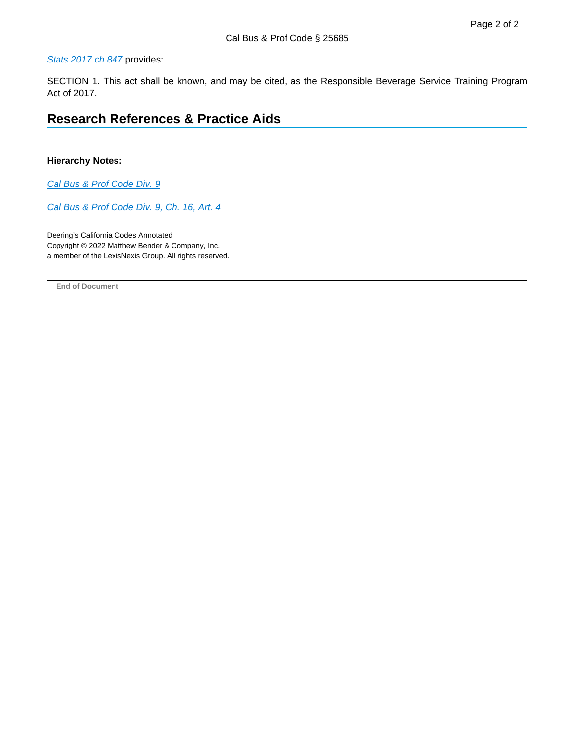*Stats 2017 ch 847* provides:

SECTION 1. This act shall be known, and may be cited, as the Responsible Beverage Service Training Program Act of 2017.

## Research References & Practice Aids

**Hierarchy Notes:**

*Cal Bus & Prof Code Div. 9*

*Cal Bus & Prof Code Div. 9, Ch. 16, Art. 4*

Deering's California Codes Annotated
Copyright © 2022 Matthew Bender & Company, Inc.
a member of the LexisNexis Group. All rights reserved.

---

**End of Document**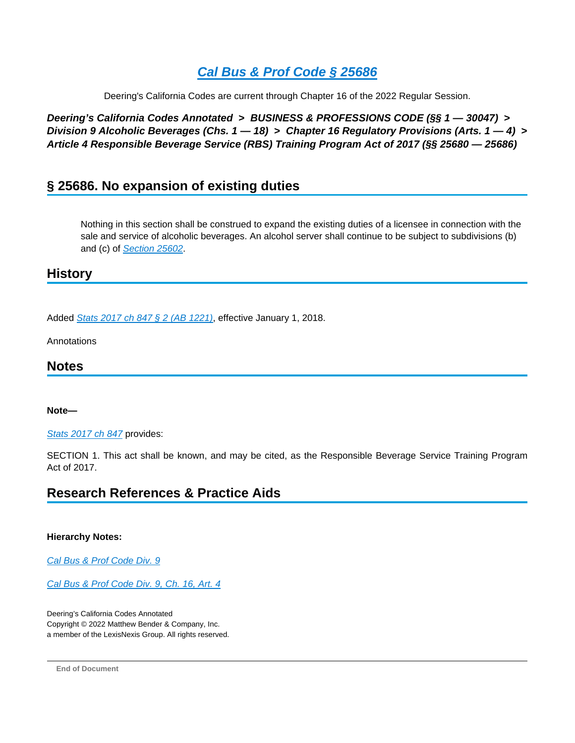# *Cal Bus & Prof Code § 25686*

Deering's California Codes are current through Chapter 16 of the 2022 Regular Session.

***Deering's California Codes Annotated > BUSINESS & PROFESSIONS CODE (§§ 1 — 30047) > Division 9 Alcoholic Beverages (Chs. 1 — 18) > Chapter 16 Regulatory Provisions (Arts. 1 — 4) > Article 4 Responsible Beverage Service (RBS) Training Program Act of 2017 (§§ 25680 — 25686)***

## § 25686. No expansion of existing duties

Nothing in this section shall be construed to expand the existing duties of a licensee in connection with the sale and service of alcoholic beverages. An alcohol server shall continue to be subject to subdivisions (b) and (c) of *Section 25602*.

## History

Added *Stats 2017 ch 847 § 2 (AB 1221)*, effective January 1, 2018.

Annotations

## Notes

**Note—**

*Stats 2017 ch 847* provides:

SECTION 1. This act shall be known, and may be cited, as the Responsible Beverage Service Training Program Act of 2017.

## Research References & Practice Aids

**Hierarchy Notes:**

*Cal Bus & Prof Code Div. 9*

*Cal Bus & Prof Code Div. 9, Ch. 16, Art. 4*

Deering's California Codes Annotated
Copyright © 2022 Matthew Bender & Company, Inc.
a member of the LexisNexis Group. All rights reserved.

**End of Document**